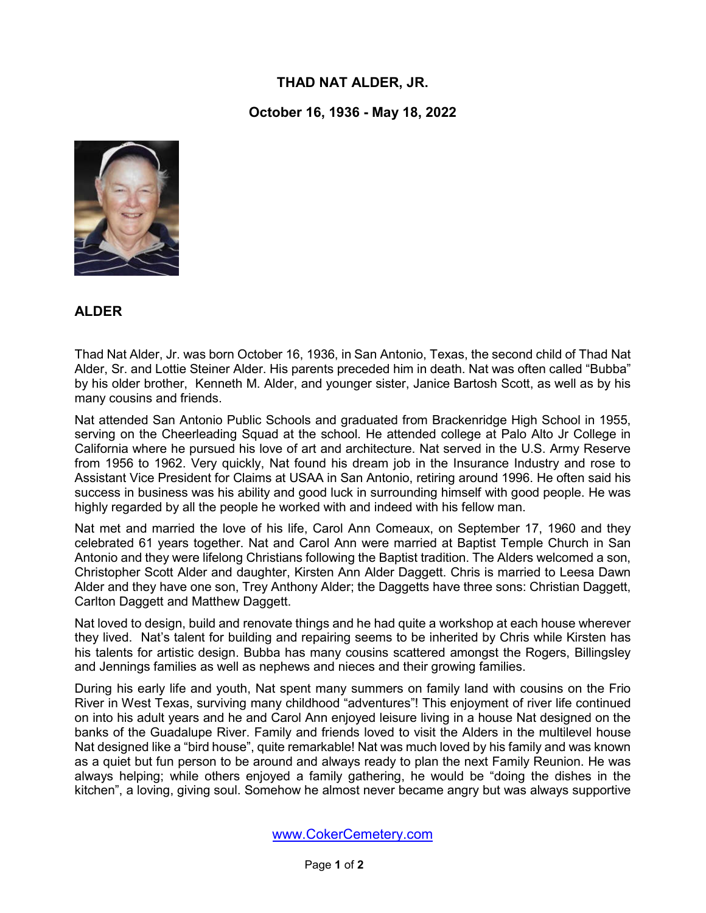# THAD NAT ALDER, JR.

## October 16, 1936 - May 18, 2022

### ALDER

Thad Nat Alder, Jr. was born October 16, 1936, in San Antonio, Texas, the second child of Thad Nat Alder, Sr. and Lottie Steiner Alder. His parents preceded him in death. Nat was often called "Bubba" by his older brother, Kenneth M. Alder, and younger sister, Janice Bartosh Scott, as well as by his many cousins and friends.

Nat attended San Antonio Public Schools and graduated from Brackenridge High School in 1955, serving on the Cheerleading Squad at the school. He attended college at Palo Alto Jr College in California where he pursued his love of art and architecture. Nat served in the U.S. Army Reserve from 1956 to 1962. Very quickly, Nat found his dream job in the Insurance Industry and rose to Assistant Vice President for Claims at USAA in San Antonio, retiring around 1996. He often said his success in business was his ability and good luck in surrounding himself with good people. He was highly regarded by all the people he worked with and indeed with his fellow man.

Nat met and married the love of his life, Carol Ann Comeaux, on September 17, 1960 and they celebrated 61 years together. Nat and Carol Ann were married at Baptist Temple Church in San Antonio and they were lifelong Christians following the Baptist tradition. The Alders welcomed a son, Christopher Scott Alder and daughter, Kirsten Ann Alder Daggett. Chris is married to Leesa Dawn Alder and they have one son, Trey Anthony Alder; the Daggetts have three sons: Christian Daggett, Carlton Daggett and Matthew Daggett.

Nat loved to design, build and renovate things and he had quite a workshop at each house wherever they lived. Nat's talent for building and repairing seems to be inherited by Chris while Kirsten has his talents for artistic design. Bubba has many cousins scattered amongst the Rogers, Billingsley and Jennings families as well as nephews and nieces and their growing families.

During his early life and youth, Nat spent many summers on family land with cousins on the Frio River in West Texas, surviving many childhood "adventures"! This enjoyment of river life continued on into his adult years and he and Carol Ann enjoyed leisure living in a house Nat designed on the banks of the Guadalupe River. Family and friends loved to visit the Alders in the multilevel house Nat designed like a "bird house", quite remarkable! Nat was much loved by his family and was known as a quiet but fun person to be around and always ready to plan the next Family Reunion. He was always helping; while others enjoyed a family gathering, he would be "doing the dishes in the kitchen", a loving, giving soul. Somehow he almost never became angry but was always supportive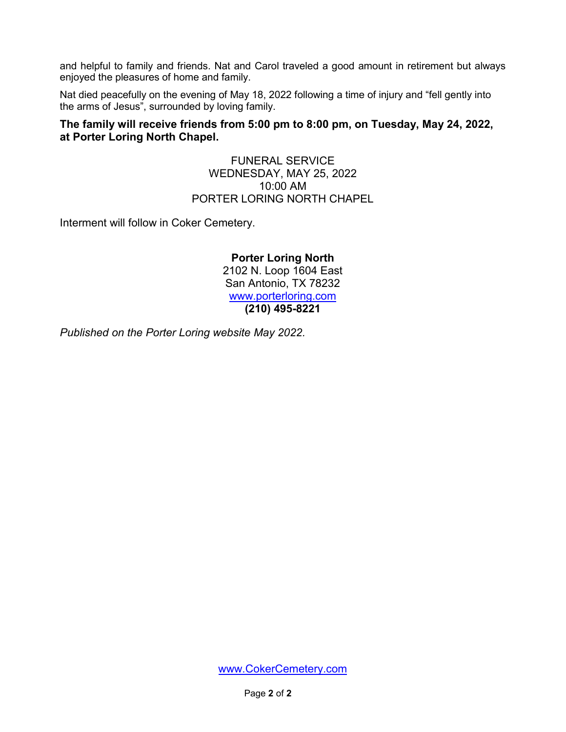and helpful to family and friends. Nat and Carol traveled a good amount in retirement but always enjoyed the pleasures of home and family.

Nat died peacefully on the evening of May 18, 2022 following a time of injury and "fell gently into the arms of Jesus", surrounded by loving family.

**The family will receive friends from 5:00 pm to 8:00 pm, on Tuesday, May 24, 2022, at Porter Loring North Chapel.**

FUNERAL SERVICE
WEDNESDAY, MAY 25, 2022
10:00 AM
PORTER LORING NORTH CHAPEL

Interment will follow in Coker Cemetery.

**Porter Loring North**
2102 N. Loop 1604 East
San Antonio, TX 78232
www.porterloring.com
**(210) 495-8221**

*Published on the Porter Loring website May 2022.*

www.CokerCemetery.com